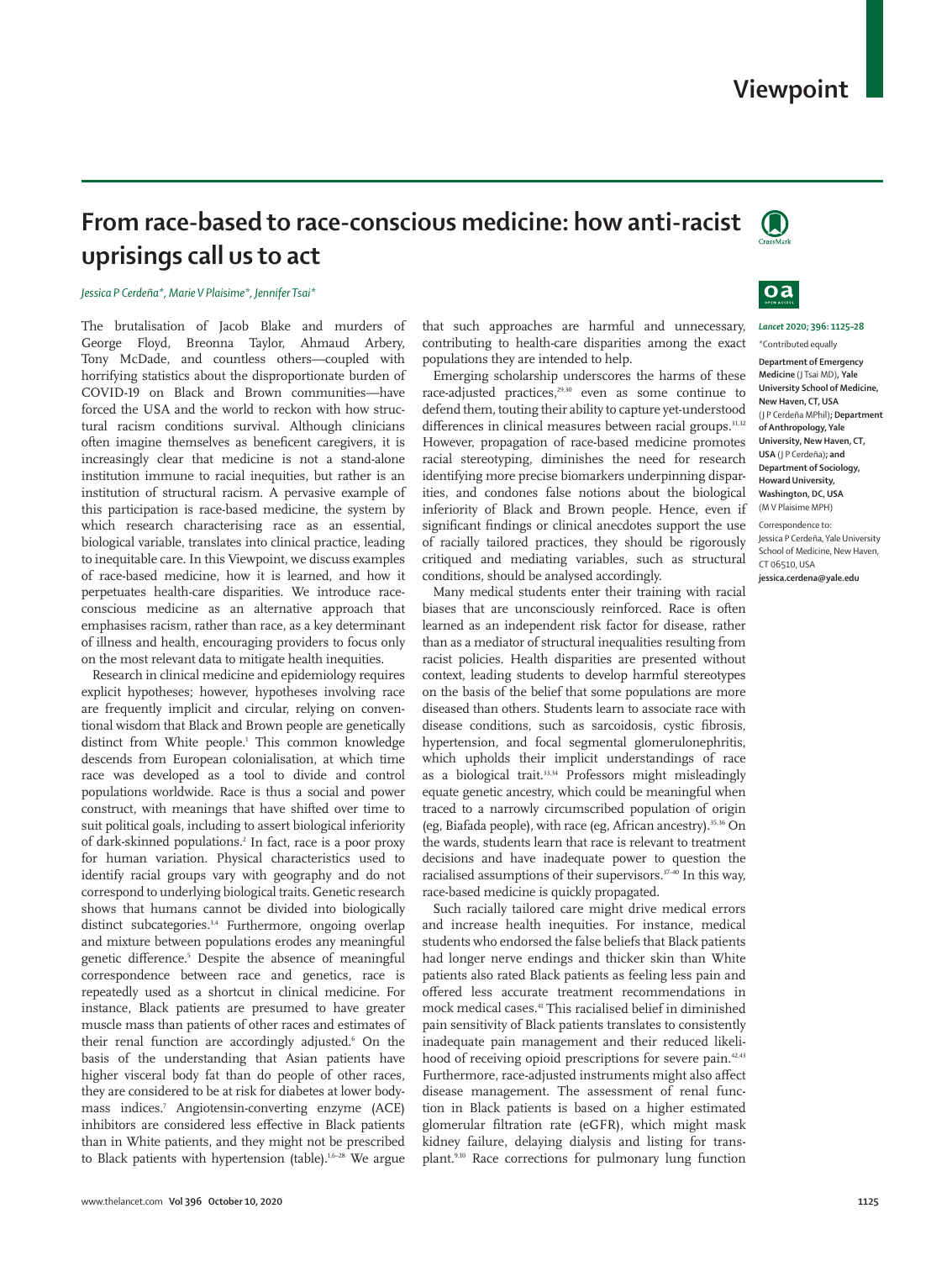# Viewpoint

# From race-based to race-conscious medicine: how anti-racist uprisings call us to act

*Jessica P Cerdeña\*, Marie V Plaisime\*, Jennifer Tsai\**

*Lancet* 2020; 396: 1125–28

\*Contributed equally

**Department of Emergency Medicine** (J Tsai MD)**, Yale University School of Medicine, New Haven, CT, USA** (J P Cerdeña MPhil)**; Department of Anthropology, Yale University, New Haven, CT, USA** (J P Cerdeña)**; and Department of Sociology, Howard University, Washington, DC, USA** (M V Plaisime MPH)

Correspondence to: Jessica P Cerdeña, Yale University School of Medicine, New Haven, CT 06510, USA **jessica.cerdena@yale.edu**

The brutalisation of Jacob Blake and murders of George Floyd, Breonna Taylor, Ahmaud Arbery, Tony McDade, and countless others—coupled with horrifying statistics about the disproportionate burden of COVID-19 on Black and Brown communities—have forced the USA and the world to reckon with how structural racism conditions survival. Although clinicians often imagine themselves as beneficent caregivers, it is increasingly clear that medicine is not a stand-alone institution immune to racial inequities, but rather is an institution of structural racism. A pervasive example of this participation is race-based medicine, the system by which research characterising race as an essential, biological variable, translates into clinical practice, leading to inequitable care. In this Viewpoint, we discuss examples of race-based medicine, how it is learned, and how it perpetuates health-care disparities. We introduce race-conscious medicine as an alternative approach that emphasises racism, rather than race, as a key determinant of illness and health, encouraging providers to focus only on the most relevant data to mitigate health inequities.

Research in clinical medicine and epidemiology requires explicit hypotheses; however, hypotheses involving race are frequently implicit and circular, relying on conventional wisdom that Black and Brown people are genetically distinct from White people.[1] This common knowledge descends from European colonialisation, at which time race was developed as a tool to divide and control populations worldwide. Race is thus a social and power construct, with meanings that have shifted over time to suit political goals, including to assert biological inferiority of dark-skinned populations.[2] In fact, race is a poor proxy for human variation. Physical characteristics used to identify racial groups vary with geography and do not correspond to underlying biological traits. Genetic research shows that humans cannot be divided into biologically distinct subcategories.[3,4] Furthermore, ongoing overlap and mixture between populations erodes any meaningful genetic difference.[5] Despite the absence of meaningful correspondence between race and genetics, race is repeatedly used as a shortcut in clinical medicine. For instance, Black patients are presumed to have greater muscle mass than patients of other races and estimates of their renal function are accordingly adjusted.[6] On the basis of the understanding that Asian patients have higher visceral body fat than do people of other races, they are considered to be at risk for diabetes at lower body-mass indices.[7] Angiotensin-converting enzyme (ACE) inhibitors are considered less effective in Black patients than in White patients, and they might not be prescribed to Black patients with hypertension (table).[1,6–28] We argue that such approaches are harmful and unnecessary, contributing to health-care disparities among the exact populations they are intended to help.

Emerging scholarship underscores the harms of these race-adjusted practices,[29,30] even as some continue to defend them, touting their ability to capture yet-understood differences in clinical measures between racial groups.[31,32] However, propagation of race-based medicine promotes racial stereotyping, diminishes the need for research identifying more precise biomarkers underpinning disparities, and condones false notions about the biological inferiority of Black and Brown people. Hence, even if significant findings or clinical anecdotes support the use of racially tailored practices, they should be rigorously critiqued and mediating variables, such as structural conditions, should be analysed accordingly.

Many medical students enter their training with racial biases that are unconsciously reinforced. Race is often learned as an independent risk factor for disease, rather than as a mediator of structural inequalities resulting from racist policies. Health disparities are presented without context, leading students to develop harmful stereotypes on the basis of the belief that some populations are more diseased than others. Students learn to associate race with disease conditions, such as sarcoidosis, cystic fibrosis, hypertension, and focal segmental glomerulonephritis, which upholds their implicit understandings of race as a biological trait.[33,34] Professors might misleadingly equate genetic ancestry, which could be meaningful when traced to a narrowly circumscribed population of origin (eg, Biafada people), with race (eg, African ancestry).[35,36] On the wards, students learn that race is relevant to treatment decisions and have inadequate power to question the racialised assumptions of their supervisors.[37–40] In this way, race-based medicine is quickly propagated.

Such racially tailored care might drive medical errors and increase health inequities. For instance, medical students who endorsed the false beliefs that Black patients had longer nerve endings and thicker skin than White patients also rated Black patients as feeling less pain and offered less accurate treatment recommendations in mock medical cases.[41] This racialised belief in diminished pain sensitivity of Black patients translates to consistently inadequate pain management and their reduced likelihood of receiving opioid prescriptions for severe pain.[42,43] Furthermore, race-adjusted instruments might also affect disease management. The assessment of renal function in Black patients is based on a higher estimated glomerular filtration rate (eGFR), which might mask kidney failure, delaying dialysis and listing for transplant.[9,10] Race corrections for pulmonary lung function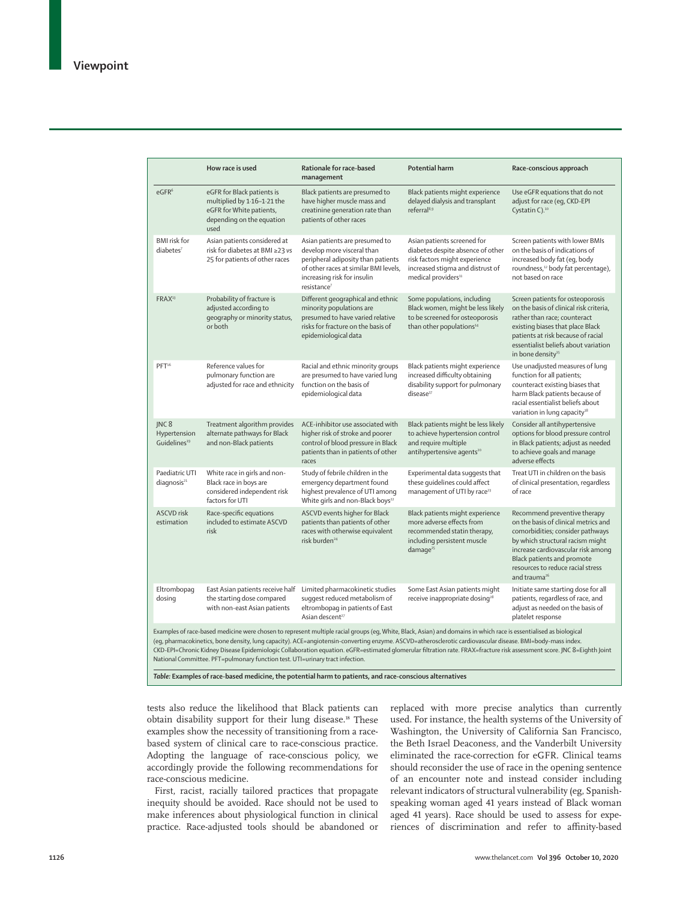| | How race is used | Rationale for race-based management | Potential harm | Race-conscious approach |
|---|---|---|---|---|
| eGFR[6] | eGFR for Black patients is multiplied by 1·16–1·21 the eGFR for White patients, depending on the equation used | Black patients are presumed to have higher muscle mass and creatinine generation rate than patients of other races | Black patients might experience delayed dialysis and transplant referral[8,9] | Use eGFR equations that do not adjust for race (eg, CKD-EPI Cystatin C).[10] |
| BMI risk for diabetes[7] | Asian patients considered at risk for diabetes at BMI ≥23 vs 25 for patients of other races | Asian patients are presumed to develop more visceral than peripheral adiposity than patients of other races at similar BMI levels, increasing risk for insulin resistance[7] | Asian patients screened for diabetes despite absence of other risk factors might experience increased stigma and distrust of medical providers[11] | Screen patients with lower BMIs on the basis of indications of increased body fat (eg, body roundness,[12] body fat percentage), not based on race |
| FRAX[13] | Probability of fracture is adjusted according to geography or minority status, or both | Different geographical and ethnic minority populations are presumed to have varied relative risks for fracture on the basis of epidemiological data | Some populations, including Black women, might be less likely to be screened for osteoporosis than other populations[14] | Screen patients for osteoporosis on the basis of clinical risk criteria, rather than race; counteract existing biases that place Black patients at risk because of racial essentialist beliefs about variation in bone density[15] |
| PFT[16] | Reference values for pulmonary function are adjusted for race and ethnicity | Racial and ethnic minority groups are presumed to have varied lung function on the basis of epidemiological data | Black patients might experience increased difficulty obtaining disability support for pulmonary disease[17] | Use unadjusted measures of lung function for all patients; counteract existing biases that harm Black patients because of racial essentialist beliefs about variation in lung capacity[18] |
| JNC 8 Hypertension Guidelines[19] | Treatment algorithm provides alternate pathways for Black and non-Black patients | ACE-inhibitor use associated with higher risk of stroke and poorer control of blood pressure in Black patients than in patients of other races | Black patients might be less likely to achieve hypertension control and require multiple antihypertensive agents[20] | Consider all antihypertensive options for blood pressure control in Black patients; adjust as needed to achieve goals and manage adverse effects |
| Paediatric UTI diagnosis[21] | White race in girls and non-Black race in boys are considered independent risk factors for UTI | Study of febrile children in the emergency department found highest prevalence of UTI among White girls and non-Black boys[22] | Experimental data suggests that these guidelines could affect management of UTI by race[23] | Treat UTI in children on the basis of clinical presentation, regardless of race |
| ASCVD risk estimation | Race-specific equations included to estimate ASCVD risk | ASCVD events higher for Black patients than patients of other races with otherwise equivalent risk burden[24] | Black patients might experience more adverse effects from recommended statin therapy, including persistent muscle damage[25] | Recommend preventive therapy on the basis of clinical metrics and comorbidities; consider pathways by which structural racism might increase cardiovascular risk among Black patients and promote resources to reduce racial stress and trauma[26] |
| Eltrombopag dosing | East Asian patients receive half the starting dose compared with non-east Asian patients | Limited pharmacokinetic studies suggest reduced metabolism of eltrombopag in patients of East Asian descent[27] | Some East Asian patients might receive inappropriate dosing[28] | Initiate same starting dose for all patients, regardless of race, and adjust as needed on the basis of platelet response |

Examples of race-based medicine were chosen to represent multiple racial groups (eg, White, Black, Asian) and domains in which race is essentialised as biological (eg, pharmacokinetics, bone density, lung capacity). ACE=angiotensin-converting enzyme. ASCVD=atherosclerotic cardiovascular disease. BMI=body-mass index. CKD-EPI=Chronic Kidney Disease Epidemiologic Collaboration equation. eGFR=estimated glomerular filtration rate. FRAX=fracture risk assessment score. JNC 8=Eighth Joint National Committee. PFT=pulmonary function test. UTI=urinary tract infection.

*Table:* **Examples of race-based medicine, the potential harm to patients, and race-conscious alternatives**

tests also reduce the likelihood that Black patients can obtain disability support for their lung disease.[18] These examples show the necessity of transitioning from a race-based system of clinical care to race-conscious practice. Adopting the language of race-conscious policy, we accordingly provide the following recommendations for race-conscious medicine.

First, racist, racially tailored practices that propagate inequity should be avoided. Race should not be used to make inferences about physiological function in clinical practice. Race-adjusted tools should be abandoned or replaced with more precise analytics than currently used. For instance, the health systems of the University of Washington, the University of California San Francisco, the Beth Israel Deaconess, and the Vanderbilt University eliminated the race-correction for eGFR. Clinical teams should reconsider the use of race in the opening sentence of an encounter note and instead consider including relevant indicators of structural vulnerability (eg, Spanish-speaking woman aged 41 years instead of Black woman aged 41 years). Race should be used to assess for experiences of discrimination and refer to affinity-based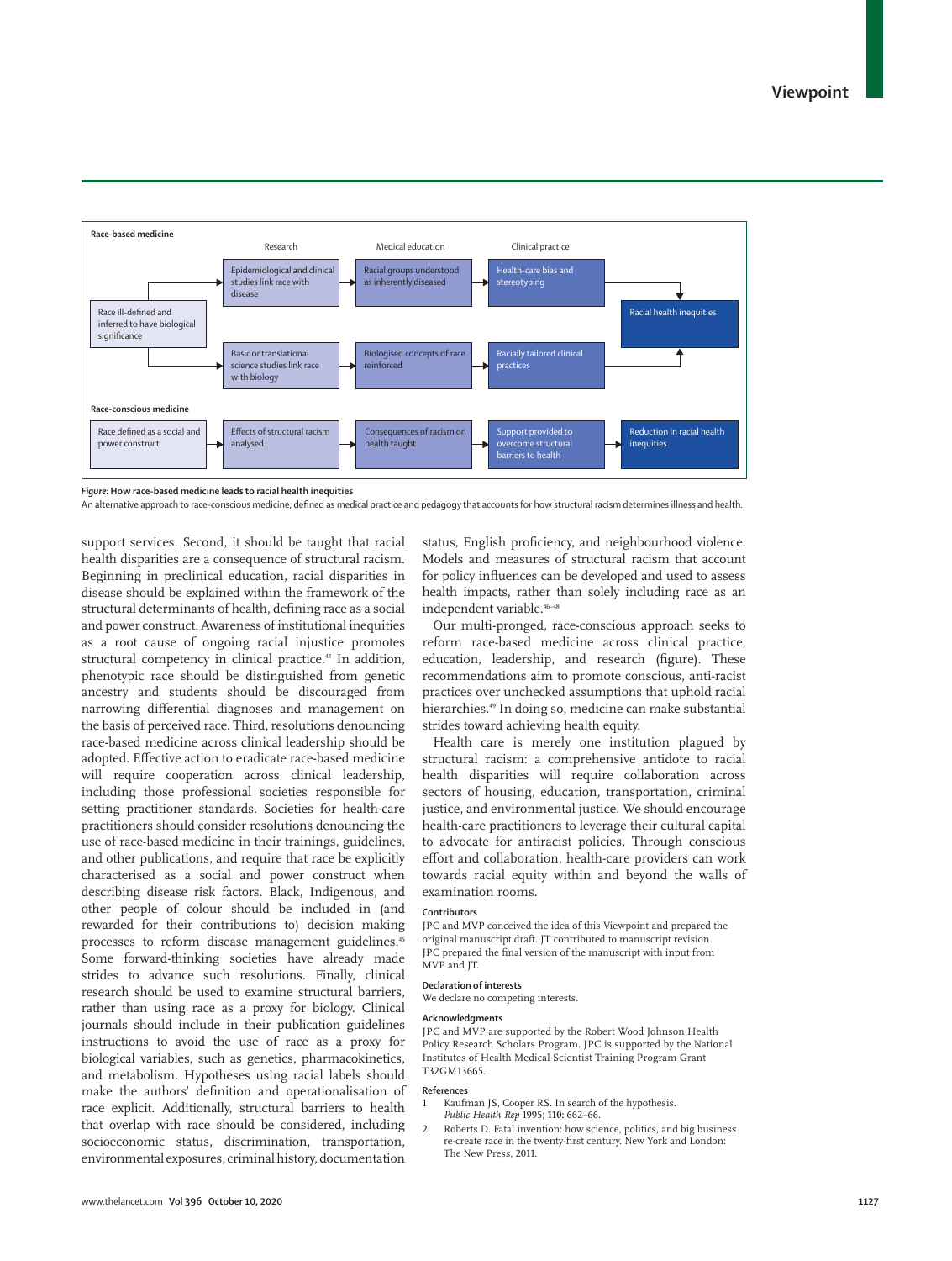**Race-based medicine**

| | Research | Medical education | Clinical practice | |
|---|---|---|---|---|
| Race ill-defined and inferred to have biological significance | Epidemiological and clinical studies link race with disease | Racial groups understood as inherently diseased | Health-care bias and stereotyping | Racial health inequities |
| | Basic or translational science studies link race with biology | Biologised concepts of race reinforced | Racially tailored clinical practices | |

**Race-conscious medicine**

| | | | | |
|---|---|---|---|---|
| Race defined as a social and power construct | Effects of structural racism analysed | Consequences of racism on health taught | Support provided to overcome structural barriers to health | Reduction in racial health inequities |

***Figure:* How race-based medicine leads to racial health inequities**

An alternative approach to race-conscious medicine; defined as medical practice and pedagogy that accounts for how structural racism determines illness and health.

support services. Second, it should be taught that racial health disparities are a consequence of structural racism. Beginning in preclinical education, racial disparities in disease should be explained within the framework of the structural determinants of health, defining race as a social and power construct. Awareness of institutional inequities as a root cause of ongoing racial injustice promotes structural competency in clinical practice.[44] In addition, phenotypic race should be distinguished from genetic ancestry and students should be discouraged from narrowing differential diagnoses and management on the basis of perceived race. Third, resolutions denouncing race-based medicine across clinical leadership should be adopted. Effective action to eradicate race-based medicine will require cooperation across clinical leadership, including those professional societies responsible for setting practitioner standards. Societies for health-care practitioners should consider resolutions denouncing the use of race-based medicine in their trainings, guidelines, and other publications, and require that race be explicitly characterised as a social and power construct when describing disease risk factors. Black, Indigenous, and other people of colour should be included in (and rewarded for their contributions to) decision making processes to reform disease management guidelines.[45] Some forward-thinking societies have already made strides to advance such resolutions. Finally, clinical research should be used to examine structural barriers, rather than using race as a proxy for biology. Clinical journals should include in their publication guidelines instructions to avoid the use of race as a proxy for biological variables, such as genetics, pharmacokinetics, and metabolism. Hypotheses using racial labels should make the authors' definition and operationalisation of race explicit. Additionally, structural barriers to health that overlap with race should be considered, including socioeconomic status, discrimination, transportation, environmental exposures, criminal history, documentation status, English proficiency, and neighbourhood violence. Models and measures of structural racism that account for policy influences can be developed and used to assess health impacts, rather than solely including race as an independent variable.[46–48]

Our multi-pronged, race-conscious approach seeks to reform race-based medicine across clinical practice, education, leadership, and research (figure). These recommendations aim to promote conscious, anti-racist practices over unchecked assumptions that uphold racial hierarchies.[49] In doing so, medicine can make substantial strides toward achieving health equity.

Health care is merely one institution plagued by structural racism: a comprehensive antidote to racial health disparities will require collaboration across sectors of housing, education, transportation, criminal justice, and environmental justice. We should encourage health-care practitioners to leverage their cultural capital to advocate for antiracist policies. Through conscious effort and collaboration, health-care providers can work towards racial equity within and beyond the walls of examination rooms.

### Contributors

JPC and MVP conceived the idea of this Viewpoint and prepared the original manuscript draft. JT contributed to manuscript revision. JPC prepared the final version of the manuscript with input from MVP and JT.

### Declaration of interests

We declare no competing interests.

### Acknowledgments

JPC and MVP are supported by the Robert Wood Johnson Health Policy Research Scholars Program. JPC is supported by the National Institutes of Health Medical Scientist Training Program Grant T32GM13665.

### References

1. Kaufman JS, Cooper RS. In search of the hypothesis. *Public Health Rep* 1995; **110:** 662–66.
2. Roberts D. Fatal invention: how science, politics, and big business re-create race in the twenty-first century. New York and London: The New Press, 2011.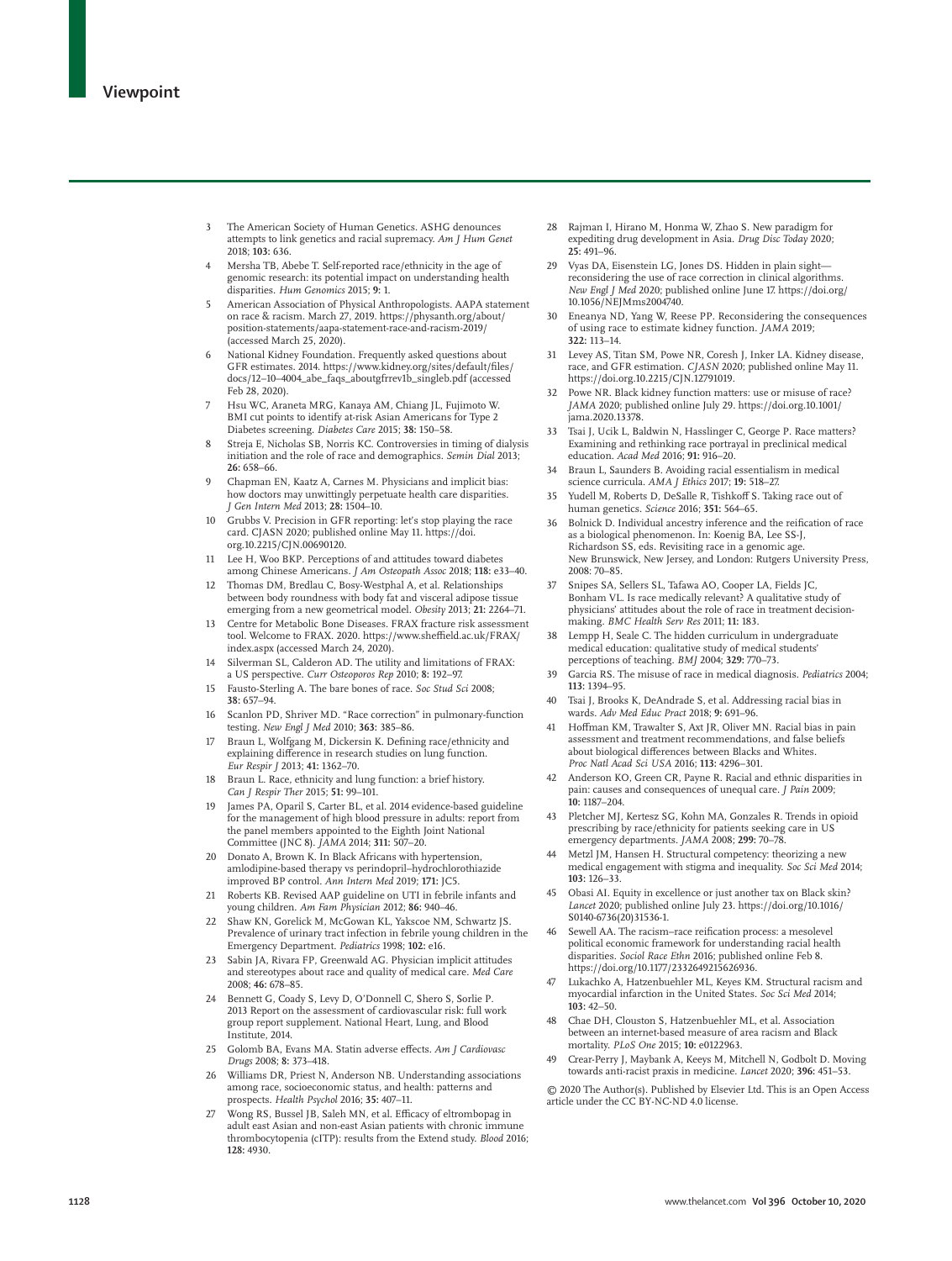3 The American Society of Human Genetics. ASHG denounces attempts to link genetics and racial supremacy. *Am J Hum Genet* 2018; **103:** 636.

4 Mersha TB, Abebe T. Self-reported race/ethnicity in the age of genomic research: its potential impact on understanding health disparities. *Hum Genomics* 2015; **9:** 1.

5 American Association of Physical Anthropologists. AAPA statement on race & racism. March 27, 2019. https://physanth.org/about/position-statements/aapa-statement-race-and-racism-2019/ (accessed March 25, 2020).

6 National Kidney Foundation. Frequently asked questions about GFR estimates. 2014. https://www.kidney.org/sites/default/files/docs/12-10-4004_abe_faqs_aboutgfrrev1b_singleb.pdf (accessed Feb 28, 2020).

7 Hsu WC, Araneta MRG, Kanaya AM, Chiang JL, Fujimoto W. BMI cut points to identify at-risk Asian Americans for Type 2 Diabetes screening. *Diabetes Care* 2015; **38:** 150–58.

8 Streja E, Nicholas SB, Norris KC. Controversies in timing of dialysis initiation and the role of race and demographics. *Semin Dial* 2013; **26:** 658–66.

9 Chapman EN, Kaatz A, Carnes M. Physicians and implicit bias: how doctors may unwittingly perpetuate health care disparities. *J Gen Intern Med* 2013; **28:** 1504–10.

10 Grubbs V. Precision in GFR reporting: let's stop playing the race card. CJASN 2020; published online May 11. https://doi.org/10.2215/CJN.00690120.

11 Lee H, Woo BKP. Perceptions of and attitudes toward diabetes among Chinese Americans. *J Am Osteopath Assoc* 2018; **118:** e33–40.

12 Thomas DM, Bredlau C, Bosy-Westphal A, et al. Relationships between body roundness with body fat and visceral adipose tissue emerging from a new geometrical model. *Obesity* 2013; **21:** 2264–71.

13 Centre for Metabolic Bone Diseases. FRAX fracture risk assessment tool. Welcome to FRAX. 2020. https://www.sheffield.ac.uk/FRAX/index.aspx (accessed March 24, 2020).

14 Silverman SL, Calderon AD. The utility and limitations of FRAX: a US perspective. *Curr Osteoporos Rep* 2010; **8:** 192–97.

15 Fausto-Sterling A. The bare bones of race. *Soc Stud Sci* 2008; **38:** 657–94.

16 Scanlon PD, Shriver MD. "Race correction" in pulmonary-function testing. *New Engl J Med* 2010; **363:** 385–86.

17 Braun L, Wolfgang M, Dickersin K. Defining race/ethnicity and explaining difference in research studies on lung function. *Eur Respir J* 2013; **41:** 1362–70.

18 Braun L. Race, ethnicity and lung function: a brief history. *Can J Respir Ther* 2015; **51:** 99–101.

19 James PA, Oparil S, Carter BL, et al. 2014 evidence-based guideline for the management of high blood pressure in adults: report from the panel members appointed to the Eighth Joint National Committee (JNC 8). *JAMA* 2014; **311:** 507–20.

20 Donato A, Brown K. In Black Africans with hypertension, amlodipine-based therapy vs perindopril–hydrochlorothiazide improved BP control. *Ann Intern Med* 2019; **171:** JC5.

21 Roberts KB. Revised AAP guideline on UTI in febrile infants and young children. *Am Fam Physician* 2012; **86:** 940–46.

22 Shaw KN, Gorelick M, McGowan KL, Yakscoe NM, Schwartz JS. Prevalence of urinary tract infection in febrile young children in the Emergency Department. *Pediatrics* 1998; **102:** e16.

23 Sabin JA, Rivara FP, Greenwald AG. Physician implicit attitudes and stereotypes about race and quality of medical care. *Med Care* 2008; **46:** 678–85.

24 Bennett G, Coady S, Levy D, O'Donnell C, Shero S, Sorlie P. 2013 Report on the assessment of cardiovascular risk: full work group report supplement. National Heart, Lung, and Blood Institute, 2014.

25 Golomb BA, Evans MA. Statin adverse effects. *Am J Cardiovasc Drugs* 2008; **8:** 373–418.

26 Williams DR, Priest N, Anderson NB. Understanding associations among race, socioeconomic status, and health: patterns and prospects. *Health Psychol* 2016; **35:** 407–11.

27 Wong RS, Bussel JB, Saleh MN, et al. Efficacy of eltrombopag in adult east Asian and non-east Asian patients with chronic immune thrombocytopenia (cITP): results from the Extend study. *Blood* 2016; **128:** 4930.

28 Rajman I, Hirano M, Honma W, Zhao S. New paradigm for expediting drug development in Asia. *Drug Disc Today* 2020; **25:** 491–96.

29 Vyas DA, Eisenstein LG, Jones DS. Hidden in plain sight—reconsidering the use of race correction in clinical algorithms. *New Engl J Med* 2020; published online June 17. https://doi.org/10.1056/NEJMms2004740.

30 Eneanya ND, Yang W, Reese PP. Reconsidering the consequences of using race to estimate kidney function. *JAMA* 2019; **322:** 113–14.

31 Levey AS, Titan SM, Powe NR, Coresh J, Inker LA. Kidney disease, race, and GFR estimation. *CJASN* 2020; published online May 11. https://doi.org/10.2215/CJN.12791019.

32 Powe NR. Black kidney function matters: use or misuse of race? *JAMA* 2020; published online July 29. https://doi.org/10.1001/jama.2020.13378.

33 Tsai J, Ucik L, Baldwin N, Hasslinger C, George P. Race matters? Examining and rethinking race portrayal in preclinical medical education. *Acad Med* 2016; **91:** 916–20.

34 Braun L, Saunders B. Avoiding racial essentialism in medical science curricula. *AMA J Ethics* 2017; **19:** 518–27.

35 Yudell M, Roberts D, DeSalle R, Tishkoff S. Taking race out of human genetics. *Science* 2016; **351:** 564–65.

36 Bolnick D. Individual ancestry inference and the reification of race as a biological phenomenon. In: Koenig BA, Lee SS-J, Richardson SS, eds. Revisiting race in a genomic age. New Brunswick, New Jersey, and London: Rutgers University Press, 2008: 70–85.

37 Snipes SA, Sellers SL, Tafawa AO, Cooper LA, Fields JC, Bonham VL. Is race medically relevant? A qualitative study of physicians' attitudes about the role of race in treatment decision-making. *BMC Health Serv Res* 2011; **11:** 183.

38 Lempp H, Seale C. The hidden curriculum in undergraduate medical education: qualitative study of medical students' perceptions of teaching. *BMJ* 2004; **329:** 770–73.

39 Garcia RS. The misuse of race in medical diagnosis. *Pediatrics* 2004; **113:** 1394–95.

40 Tsai J, Brooks K, DeAndrade S, et al. Addressing racial bias in wards. *Adv Med Educ Pract* 2018; **9:** 691–96.

41 Hoffman KM, Trawalter S, Axt JR, Oliver MN. Racial bias in pain assessment and treatment recommendations, and false beliefs about biological differences between Blacks and Whites. *Proc Natl Acad Sci USA* 2016; **113:** 4296–301.

42 Anderson KO, Green CR, Payne R. Racial and ethnic disparities in pain: causes and consequences of unequal care. *J Pain* 2009; **10:** 1187–204.

43 Pletcher MJ, Kertesz SG, Kohn MA, Gonzales R. Trends in opioid prescribing by race/ethnicity for patients seeking care in US emergency departments. *JAMA* 2008; **299:** 70–78.

44 Metzl JM, Hansen H. Structural competency: theorizing a new medical engagement with stigma and inequality. *Soc Sci Med* 2014; **103:** 126–33.

45 Obasi AI. Equity in excellence or just another tax on Black skin? *Lancet* 2020; published online July 23. https://doi.org/10.1016/S0140-6736(20)31536-1.

46 Sewell AA. The racism–race reification process: a mesolevel political economic framework for understanding racial health disparities. *Sociol Race Ethn* 2016; published online Feb 8. https://doi.org/10.1177/2332649215626936.

47 Lukachko A, Hatzenbuehler ML, Keyes KM. Structural racism and myocardial infarction in the United States. *Soc Sci Med* 2014; **103:** 42–50.

48 Chae DH, Clouston S, Hatzenbuehler ML, et al. Association between an internet-based measure of area racism and Black mortality. *PLoS One* 2015; **10:** e0122963.

49 Crear-Perry J, Maybank A, Keeys M, Mitchell N, Godbolt D. Moving towards anti-racist praxis in medicine. *Lancet* 2020; **396:** 451–53.

© 2020 The Author(s). Published by Elsevier Ltd. This is an Open Access article under the CC BY-NC-ND 4.0 license.